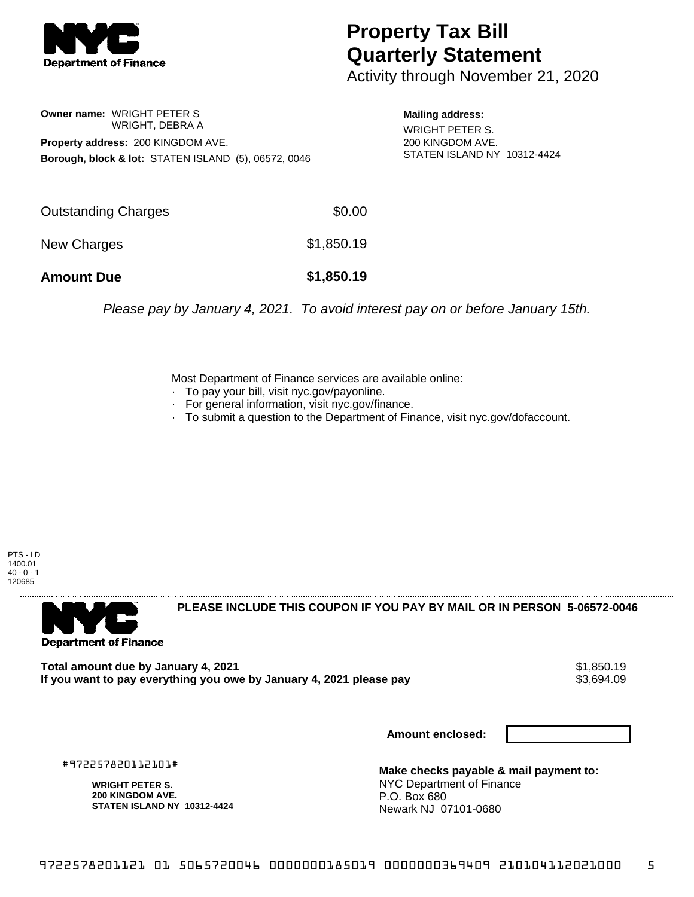# Property Tax Bill Quarterly Statement

Activity through November 21, 2020

**Owner name:** WRIGHT PETER S
WRIGHT, DEBRA A

**Property address:** 200 KINGDOM AVE.

**Borough, block & lot:** STATEN ISLAND (5), 06572, 0046

**Mailing address:**
WRIGHT PETER S.
200 KINGDOM AVE.
STATEN ISLAND NY 10312-4424

| | |
|---|---|
| Outstanding Charges | $0.00 |
| New Charges | $1,850.19 |
| **Amount Due** | **$1,850.19** |

*Please pay by January 4, 2021. To avoid interest pay on or before January 15th.*

Most Department of Finance services are available online:

- To pay your bill, visit nyc.gov/payonline.
- For general information, visit nyc.gov/finance.
- To submit a question to the Department of Finance, visit nyc.gov/dofaccount.

PTS - LD
1400.01
40 - 0 - 1
120685

**PLEASE INCLUDE THIS COUPON IF YOU PAY BY MAIL OR IN PERSON 5-06572-0046**

| | |
|---|---|
| **Total amount due by January 4, 2021** | $1,850.19 |
| **If you want to pay everything you owe by January 4, 2021 please pay** | $3,694.09 |

**Amount enclosed:**

#972257820112101#

**WRIGHT PETER S.**
**200 KINGDOM AVE.**
**STATEN ISLAND NY 10312-4424**

**Make checks payable & mail payment to:**
NYC Department of Finance
P.O. Box 680
Newark NJ 07101-0680

9722578201121 01 5065720046 0000000185019 0000000369409 210104112021000 5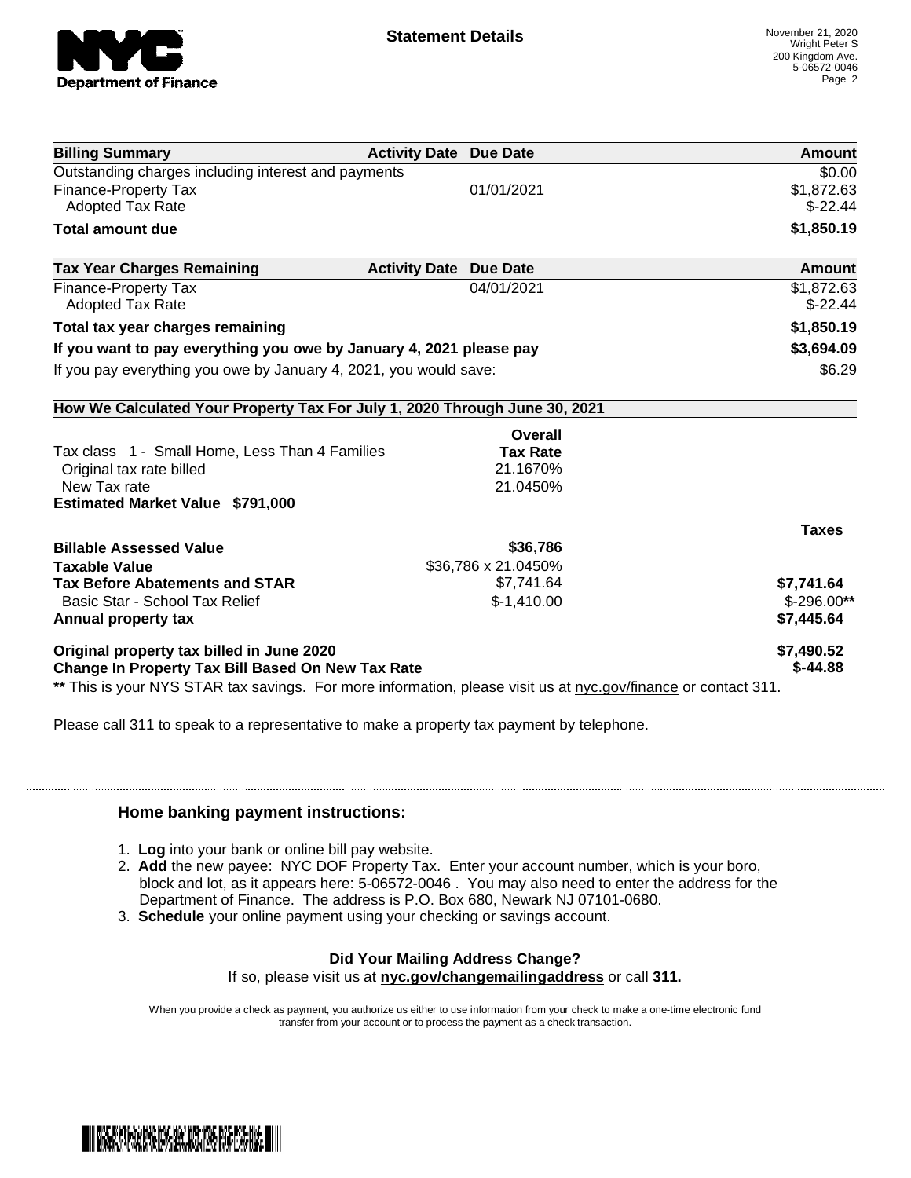**Statement Details**

November 21, 2020
Wright Peter S
200 Kingdom Ave.
5-06572-0046

| Billing Summary | Activity Date | Due Date | Amount |
|---|---|---|---|
| Outstanding charges including interest and payments | | | $0.00 |
| Finance-Property Tax | | 01/01/2021 | $1,872.63 |
| Adopted Tax Rate | | | $-22.44 |
| **Total amount due** | | | **$1,850.19** |

| Tax Year Charges Remaining | Activity Date | Due Date | Amount |
|---|---|---|---|
| Finance-Property Tax | | 04/01/2021 | $1,872.63 |
| Adopted Tax Rate | | | $-22.44 |
| **Total tax year charges remaining** | | | **$1,850.19** |
| **If you want to pay everything you owe by January 4, 2021 please pay** | | | **$3,694.09** |
| If you pay everything you owe by January 4, 2021, you would save: | | | $6.29 |

**How We Calculated Your Property Tax For July 1, 2020 Through June 30, 2021**

| | Overall Tax Rate | |
|---|---|---|
| Tax class 1 - Small Home, Less Than 4 Families | | |
| Original tax rate billed | 21.1670% | |
| New Tax rate | 21.0450% | |
| **Estimated Market Value $791,000** | | |
| | | **Taxes** |
| **Billable Assessed Value** | **$36,786** | |
| **Taxable Value** | $36,786 x 21.0450% | |
| **Tax Before Abatements and STAR** | $7,741.64 | **$7,741.64** |
| Basic Star - School Tax Relief | $-1,410.00 | $-296.00** |
| **Annual property tax** | | **$7,445.64** |
| **Original property tax billed in June 2020** | | **$7,490.52** |
| **Change In Property Tax Bill Based On New Tax Rate** | | **$-44.88** |

** This is your NYS STAR tax savings. For more information, please visit us at nyc.gov/finance or contact 311.

Please call 311 to speak to a representative to make a property tax payment by telephone.

### Home banking payment instructions:

1. **Log** into your bank or online bill pay website.
2. **Add** the new payee: NYC DOF Property Tax. Enter your account number, which is your boro, block and lot, as it appears here: 5-06572-0046 . You may also need to enter the address for the Department of Finance. The address is P.O. Box 680, Newark NJ 07101-0680.
3. **Schedule** your online payment using your checking or savings account.

**Did Your Mailing Address Change?**
If so, please visit us at **nyc.gov/changemailingaddress** or call **311.**

When you provide a check as payment, you authorize us either to use information from your check to make a one-time electronic fund transfer from your account or to process the payment as a check transaction.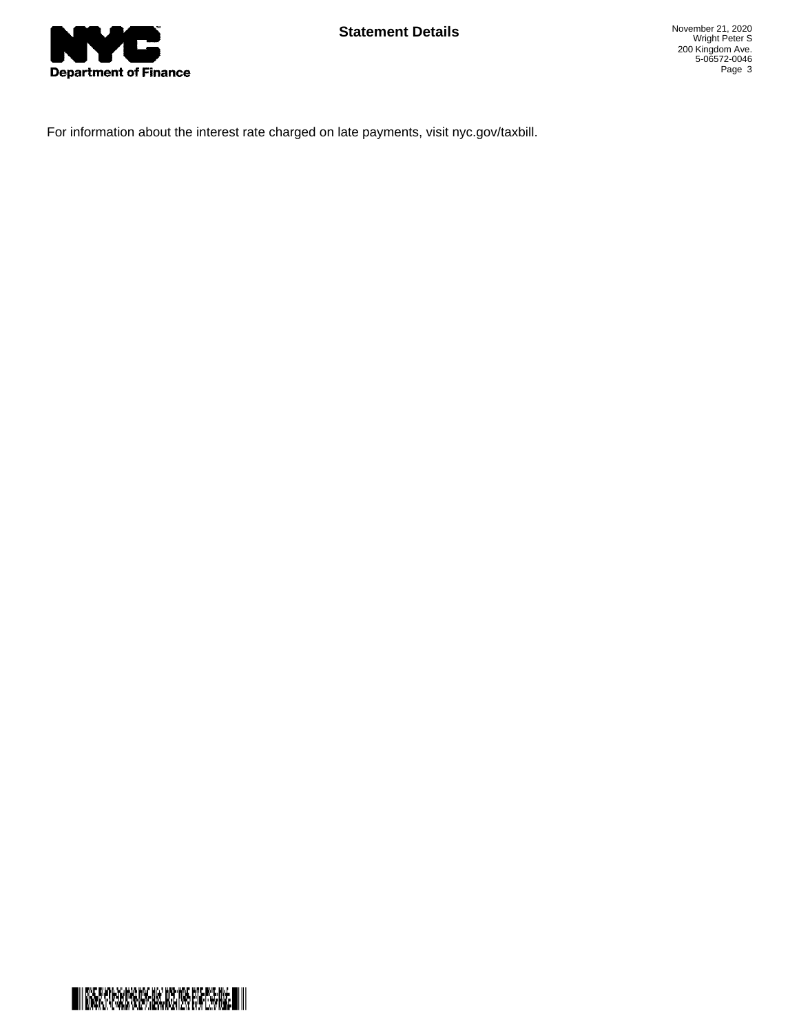For information about the interest rate charged on late payments, visit nyc.gov/taxbill.